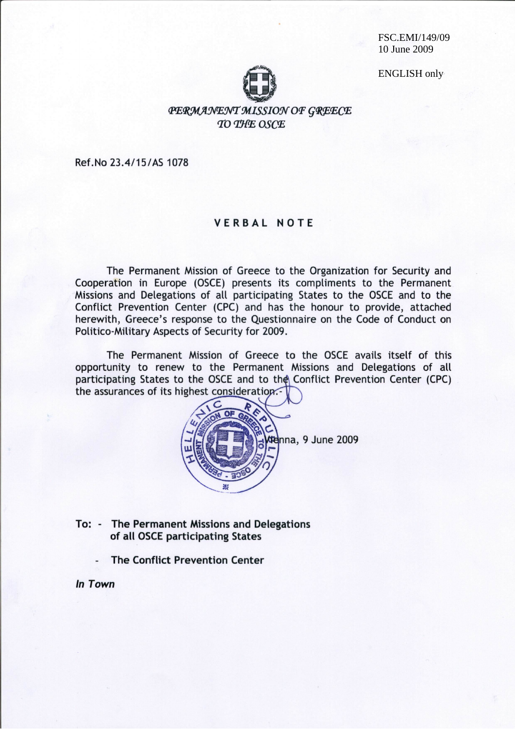FSC.EMI/149/09
10 June 2009

ENGLISH only

*PERMANENT MISSION OF GREECE TO THE OSCE*

Ref.No 23.4/15/AS 1078

## VERBAL NOTE

The Permanent Mission of Greece to the Organization for Security and Cooperation in Europe (OSCE) presents its compliments to the Permanent Missions and Delegations of all participating States to the OSCE and to the Conflict Prevention Center (CPC) and has the honour to provide, attached herewith, Greece's response to the Questionnaire on the Code of Conduct on Politico-Military Aspects of Security for 2009.

The Permanent Mission of Greece to the OSCE avails itself of this opportunity to renew to the Permanent Missions and Delegations of all participating States to the OSCE and to the Conflict Prevention Center (CPC) the assurances of its highest consideration.-

Vienna, 9 June 2009

**To: - The Permanent Missions and Delegations of all OSCE participating States**

**- The Conflict Prevention Center**

***In Town***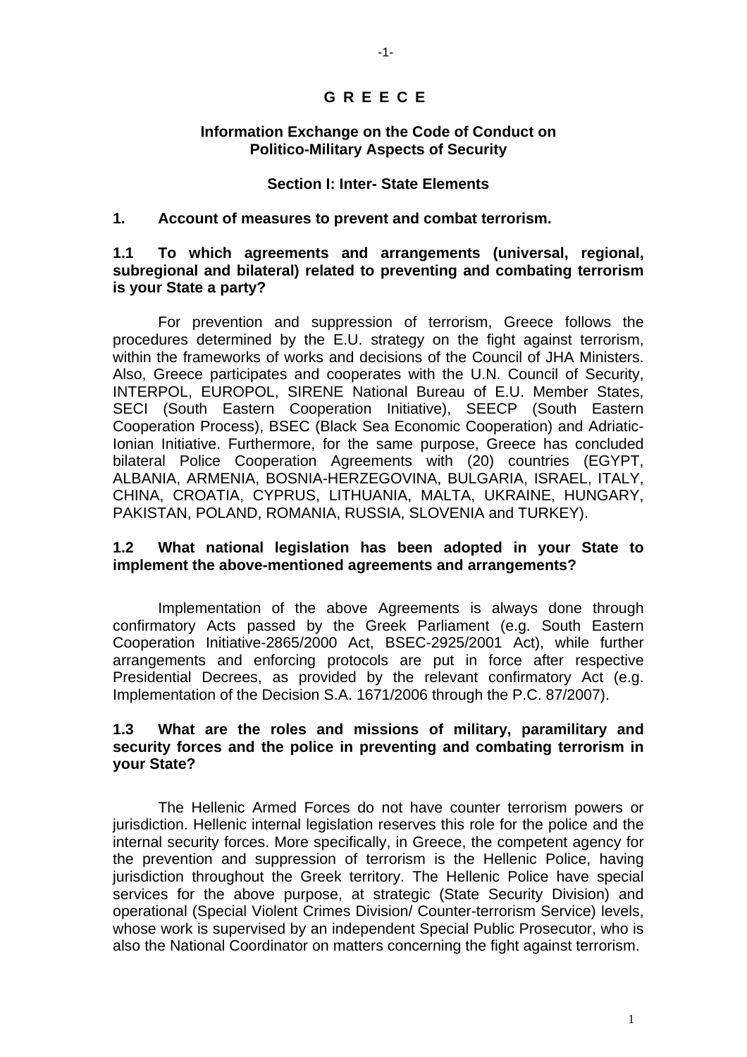# G R E E C E

## Information Exchange on the Code of Conduct on Politico-Military Aspects of Security

### Section I: Inter- State Elements

**1. Account of measures to prevent and combat terrorism.**

**1.1 To which agreements and arrangements (universal, regional, subregional and bilateral) related to preventing and combating terrorism is your State a party?**

For prevention and suppression of terrorism, Greece follows the procedures determined by the E.U. strategy on the fight against terrorism, within the frameworks of works and decisions of the Council of JHA Ministers. Also, Greece participates and cooperates with the U.N. Council of Security, INTERPOL, EUROPOL, SIRENE National Bureau of E.U. Member States, SECI (South Eastern Cooperation Initiative), SEECP (South Eastern Cooperation Process), BSEC (Black Sea Economic Cooperation) and Adriatic-Ionian Initiative. Furthermore, for the same purpose, Greece has concluded bilateral Police Cooperation Agreements with (20) countries (EGYPT, ALBANIA, ARMENIA, BOSNIA-HERZEGOVINA, BULGARIA, ISRAEL, ITALY, CHINA, CROATIA, CYPRUS, LITHUANIA, MALTA, UKRAINE, HUNGARY, PAKISTAN, POLAND, ROMANIA, RUSSIA, SLOVENIA and TURKEY).

**1.2 What national legislation has been adopted in your State to implement the above-mentioned agreements and arrangements?**

Implementation of the above Agreements is always done through confirmatory Acts passed by the Greek Parliament (e.g. South Eastern Cooperation Initiative-2865/2000 Act, BSEC-2925/2001 Act), while further arrangements and enforcing protocols are put in force after respective Presidential Decrees, as provided by the relevant confirmatory Act (e.g. Implementation of the Decision S.A. 1671/2006 through the P.C. 87/2007).

**1.3 What are the roles and missions of military, paramilitary and security forces and the police in preventing and combating terrorism in your State?**

The Hellenic Armed Forces do not have counter terrorism powers or jurisdiction. Hellenic internal legislation reserves this role for the police and the internal security forces. More specifically, in Greece, the competent agency for the prevention and suppression of terrorism is the Hellenic Police, having jurisdiction throughout the Greek territory. The Hellenic Police have special services for the above purpose, at strategic (State Security Division) and operational (Special Violent Crimes Division/ Counter-terrorism Service) levels, whose work is supervised by an independent Special Public Prosecutor, who is also the National Coordinator on matters concerning the fight against terrorism.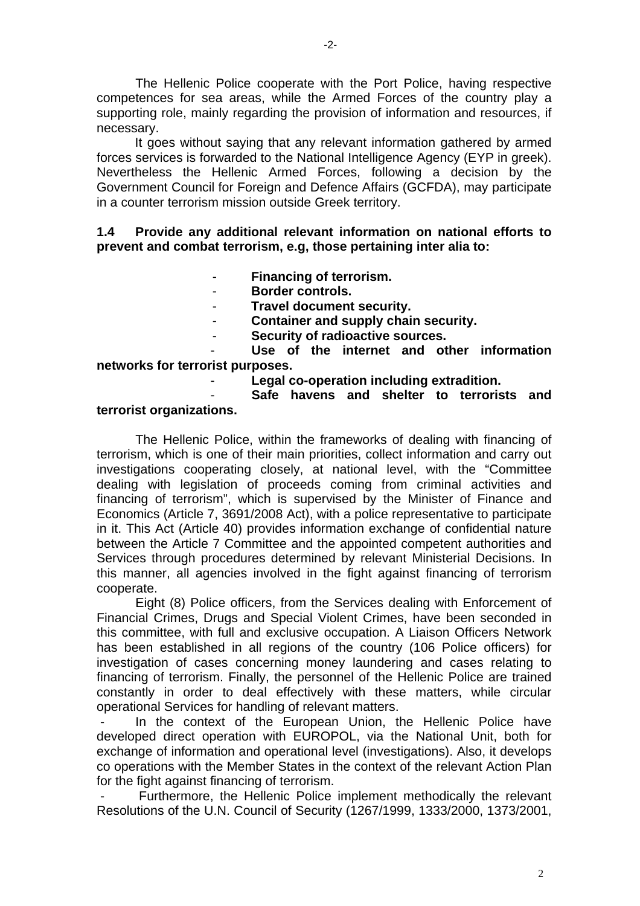The Hellenic Police cooperate with the Port Police, having respective competences for sea areas, while the Armed Forces of the country play a supporting role, mainly regarding the provision of information and resources, if necessary.

It goes without saying that any relevant information gathered by armed forces services is forwarded to the National Intelligence Agency (EYP in greek). Nevertheless the Hellenic Armed Forces, following a decision by the Government Council for Foreign and Defence Affairs (GCFDA), may participate in a counter terrorism mission outside Greek territory.

**1.4 Provide any additional relevant information on national efforts to prevent and combat terrorism, e.g, those pertaining inter alia to:**

- **Financing of terrorism.**
- **Border controls.**
- **Travel document security.**
- **Container and supply chain security.**
- **Security of radioactive sources.**
- **Use of the internet and other information networks for terrorist purposes.**
- **Legal co-operation including extradition.**
- **Safe havens and shelter to terrorists and terrorist organizations.**

The Hellenic Police, within the frameworks of dealing with financing of terrorism, which is one of their main priorities, collect information and carry out investigations cooperating closely, at national level, with the "Committee dealing with legislation of proceeds coming from criminal activities and financing of terrorism", which is supervised by the Minister of Finance and Economics (Article 7, 3691/2008 Act), with a police representative to participate in it. This Act (Article 40) provides information exchange of confidential nature between the Article 7 Committee and the appointed competent authorities and Services through procedures determined by relevant Ministerial Decisions. In this manner, all agencies involved in the fight against financing of terrorism cooperate.

Eight (8) Police officers, from the Services dealing with Enforcement of Financial Crimes, Drugs and Special Violent Crimes, have been seconded in this committee, with full and exclusive occupation. A Liaison Officers Network has been established in all regions of the country (106 Police officers) for investigation of cases concerning money laundering and cases relating to financing of terrorism. Finally, the personnel of the Hellenic Police are trained constantly in order to deal effectively with these matters, while circular operational Services for handling of relevant matters.

- In the context of the European Union, the Hellenic Police have developed direct operation with EUROPOL, via the National Unit, both for exchange of information and operational level (investigations). Also, it develops co operations with the Member States in the context of the relevant Action Plan for the fight against financing of terrorism.
- Furthermore, the Hellenic Police implement methodically the relevant Resolutions of the U.N. Council of Security (1267/1999, 1333/2000, 1373/2001,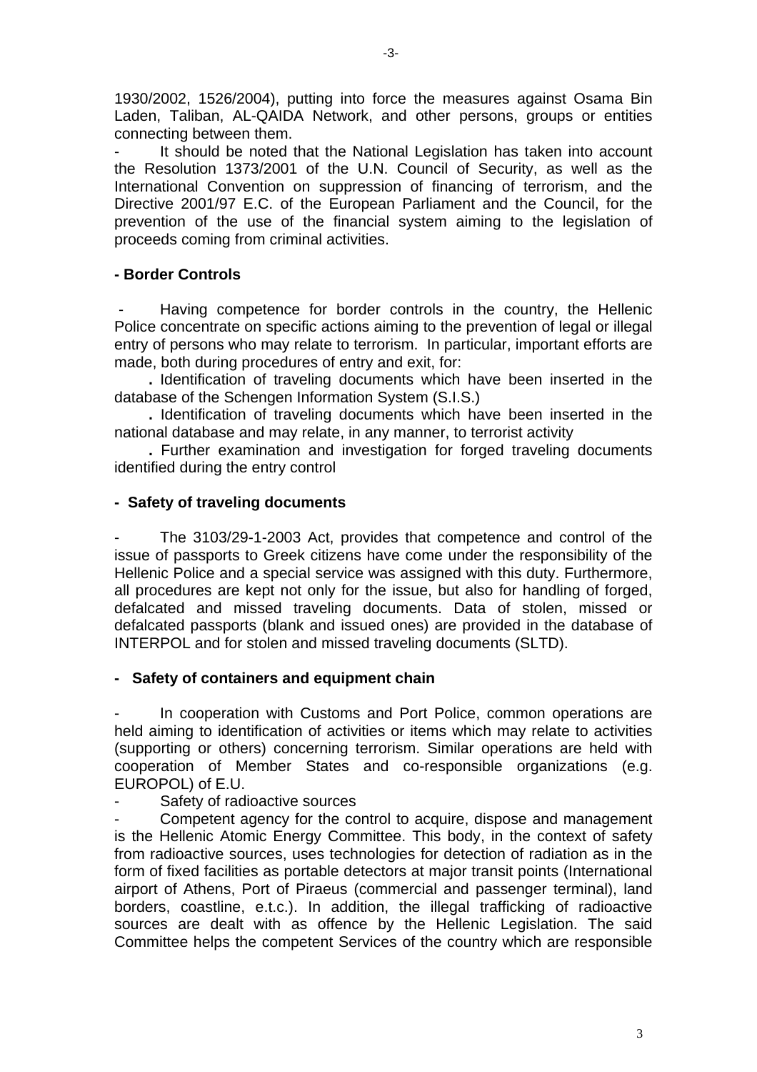1930/2002, 1526/2004), putting into force the measures against Osama Bin Laden, Taliban, AL-QAIDA Network, and other persons, groups or entities connecting between them.

- It should be noted that the National Legislation has taken into account the Resolution 1373/2001 of the U.N. Council of Security, as well as the International Convention on suppression of financing of terrorism, and the Directive 2001/97 E.C. of the European Parliament and the Council, for the prevention of the use of the financial system aiming to the legislation of proceeds coming from criminal activities.

**- Border Controls**

- Having competence for border controls in the country, the Hellenic Police concentrate on specific actions aiming to the prevention of legal or illegal entry of persons who may relate to terrorism. In particular, important efforts are made, both during procedures of entry and exit, for:

  **.** Identification of traveling documents which have been inserted in the database of the Schengen Information System (S.I.S.)

  **.** Identification of traveling documents which have been inserted in the national database and may relate, in any manner, to terrorist activity

  **.** Further examination and investigation for forged traveling documents identified during the entry control

**- Safety of traveling documents**

- The 3103/29-1-2003 Act, provides that competence and control of the issue of passports to Greek citizens have come under the responsibility of the Hellenic Police and a special service was assigned with this duty. Furthermore, all procedures are kept not only for the issue, but also for handling of forged, defalcated and missed traveling documents. Data of stolen, missed or defalcated passports (blank and issued ones) are provided in the database of INTERPOL and for stolen and missed traveling documents (SLTD).

**- Safety of containers and equipment chain**

- In cooperation with Customs and Port Police, common operations are held aiming to identification of activities or items which may relate to activities (supporting or others) concerning terrorism. Similar operations are held with cooperation of Member States and co-responsible organizations (e.g. EUROPOL) of E.U.

- Safety of radioactive sources

- Competent agency for the control to acquire, dispose and management is the Hellenic Atomic Energy Committee. This body, in the context of safety from radioactive sources, uses technologies for detection of radiation as in the form of fixed facilities as portable detectors at major transit points (International airport of Athens, Port of Piraeus (commercial and passenger terminal), land borders, coastline, e.t.c.). In addition, the illegal trafficking of radioactive sources are dealt with as offence by the Hellenic Legislation. The said Committee helps the competent Services of the country which are responsible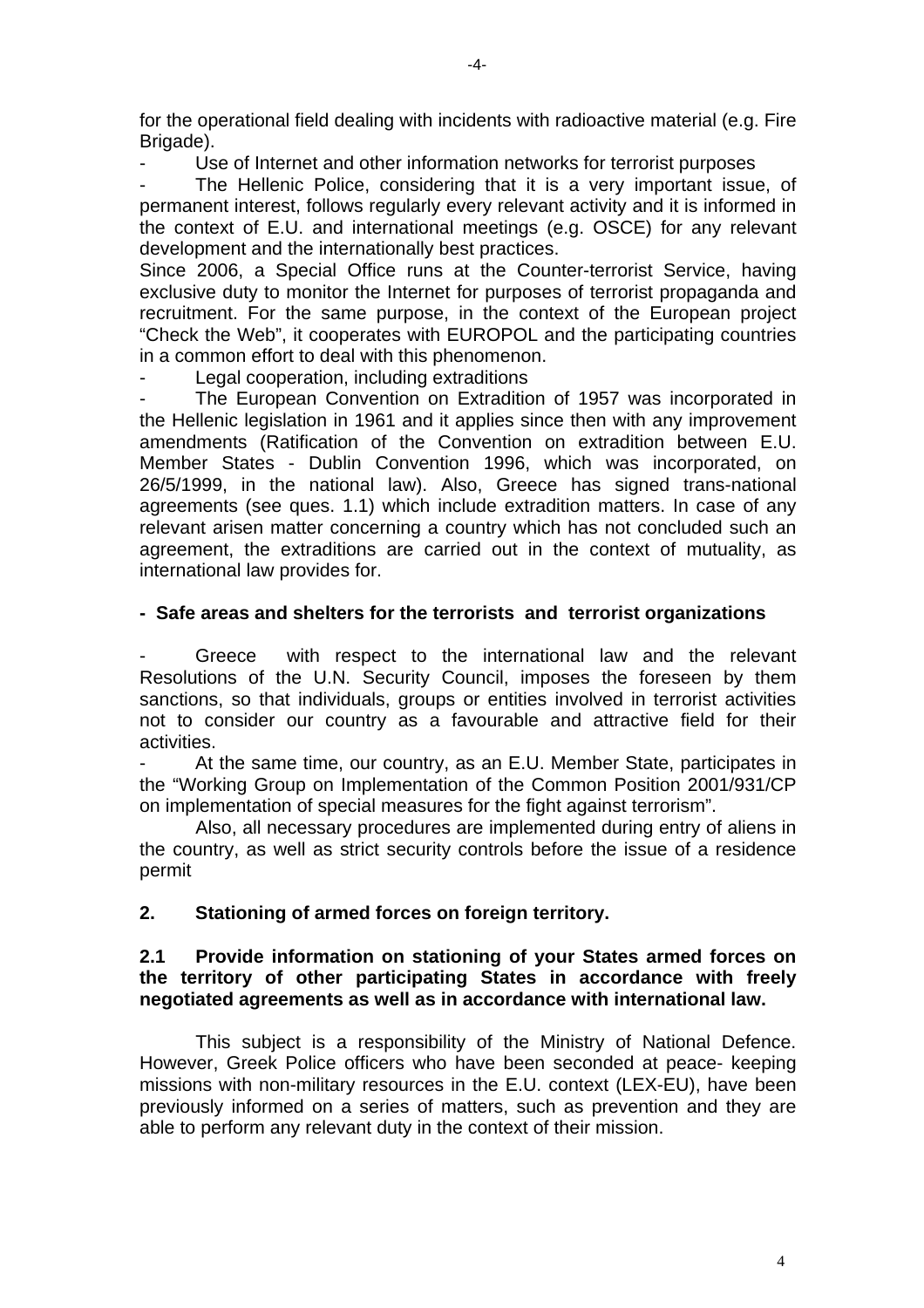for the operational field dealing with incidents with radioactive material (e.g. Fire Brigade).

- Use of Internet and other information networks for terrorist purposes

- The Hellenic Police, considering that it is a very important issue, of permanent interest, follows regularly every relevant activity and it is informed in the context of E.U. and international meetings (e.g. OSCE) for any relevant development and the internationally best practices.

Since 2006, a Special Office runs at the Counter-terrorist Service, having exclusive duty to monitor the Internet for purposes of terrorist propaganda and recruitment. For the same purpose, in the context of the European project "Check the Web", it cooperates with EUROPOL and the participating countries in a common effort to deal with this phenomenon.

- Legal cooperation, including extraditions

- The European Convention on Extradition of 1957 was incorporated in the Hellenic legislation in 1961 and it applies since then with any improvement amendments (Ratification of the Convention on extradition between E.U. Member States - Dublin Convention 1996, which was incorporated, on 26/5/1999, in the national law). Also, Greece has signed trans-national agreements (see ques. 1.1) which include extradition matters. In case of any relevant arisen matter concerning a country which has not concluded such an agreement, the extraditions are carried out in the context of mutuality, as international law provides for.

**- Safe areas and shelters for the terrorists and terrorist organizations**

- Greece with respect to the international law and the relevant Resolutions of the U.N. Security Council, imposes the foreseen by them sanctions, so that individuals, groups or entities involved in terrorist activities not to consider our country as a favourable and attractive field for their activities.

- At the same time, our country, as an E.U. Member State, participates in the "Working Group on Implementation of the Common Position 2001/931/CP on implementation of special measures for the fight against terrorism".

Also, all necessary procedures are implemented during entry of aliens in the country, as well as strict security controls before the issue of a residence permit

## 2. Stationing of armed forces on foreign territory.

**2.1 Provide information on stationing of your States armed forces on the territory of other participating States in accordance with freely negotiated agreements as well as in accordance with international law.**

This subject is a responsibility of the Ministry of National Defence. However, Greek Police officers who have been seconded at peace- keeping missions with non-military resources in the E.U. context (LEX-EU), have been previously informed on a series of matters, such as prevention and they are able to perform any relevant duty in the context of their mission.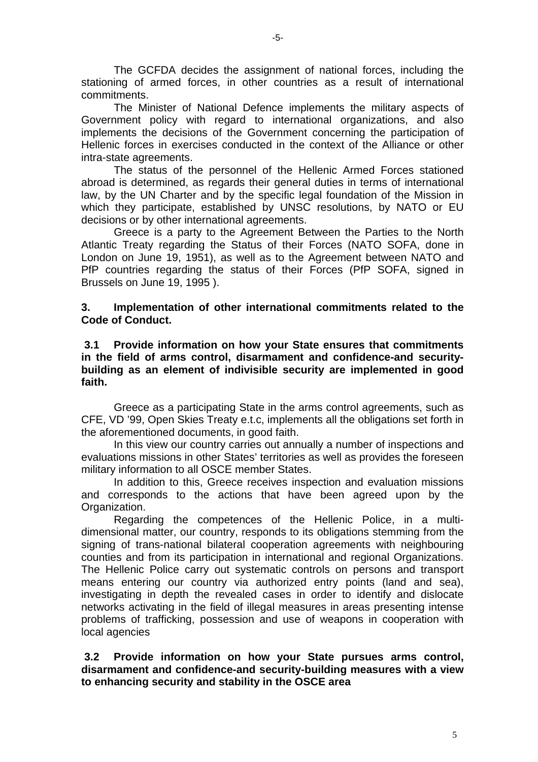The GCFDA decides the assignment of national forces, including the stationing of armed forces, in other countries as a result of international commitments.

The Minister of National Defence implements the military aspects of Government policy with regard to international organizations, and also implements the decisions of the Government concerning the participation of Hellenic forces in exercises conducted in the context of the Alliance or other intra-state agreements.

The status of the personnel of the Hellenic Armed Forces stationed abroad is determined, as regards their general duties in terms of international law, by the UN Charter and by the specific legal foundation of the Mission in which they participate, established by UNSC resolutions, by NATO or EU decisions or by other international agreements.

Greece is a party to the Agreement Between the Parties to the North Atlantic Treaty regarding the Status of their Forces (NATO SOFA, done in London on June 19, 1951), as well as to the Agreement between NATO and PfP countries regarding the status of their Forces (PfP SOFA, signed in Brussels on June 19, 1995 ).

**3. Implementation of other international commitments related to the Code of Conduct.**

**3.1 Provide information on how your State ensures that commitments in the field of arms control, disarmament and confidence-and security-building as an element of indivisible security are implemented in good faith.**

Greece as a participating State in the arms control agreements, such as CFE, VD '99, Open Skies Treaty e.t.c, implements all the obligations set forth in the aforementioned documents, in good faith.

In this view our country carries out annually a number of inspections and evaluations missions in other States' territories as well as provides the foreseen military information to all OSCE member States.

In addition to this, Greece receives inspection and evaluation missions and corresponds to the actions that have been agreed upon by the Organization.

Regarding the competences of the Hellenic Police, in a multi-dimensional matter, our country, responds to its obligations stemming from the signing of trans-national bilateral cooperation agreements with neighbouring counties and from its participation in international and regional Organizations. The Hellenic Police carry out systematic controls on persons and transport means entering our country via authorized entry points (land and sea), investigating in depth the revealed cases in order to identify and dislocate networks activating in the field of illegal measures in areas presenting intense problems of trafficking, possession and use of weapons in cooperation with local agencies

**3.2 Provide information on how your State pursues arms control, disarmament and confidence-and security-building measures with a view to enhancing security and stability in the OSCE area**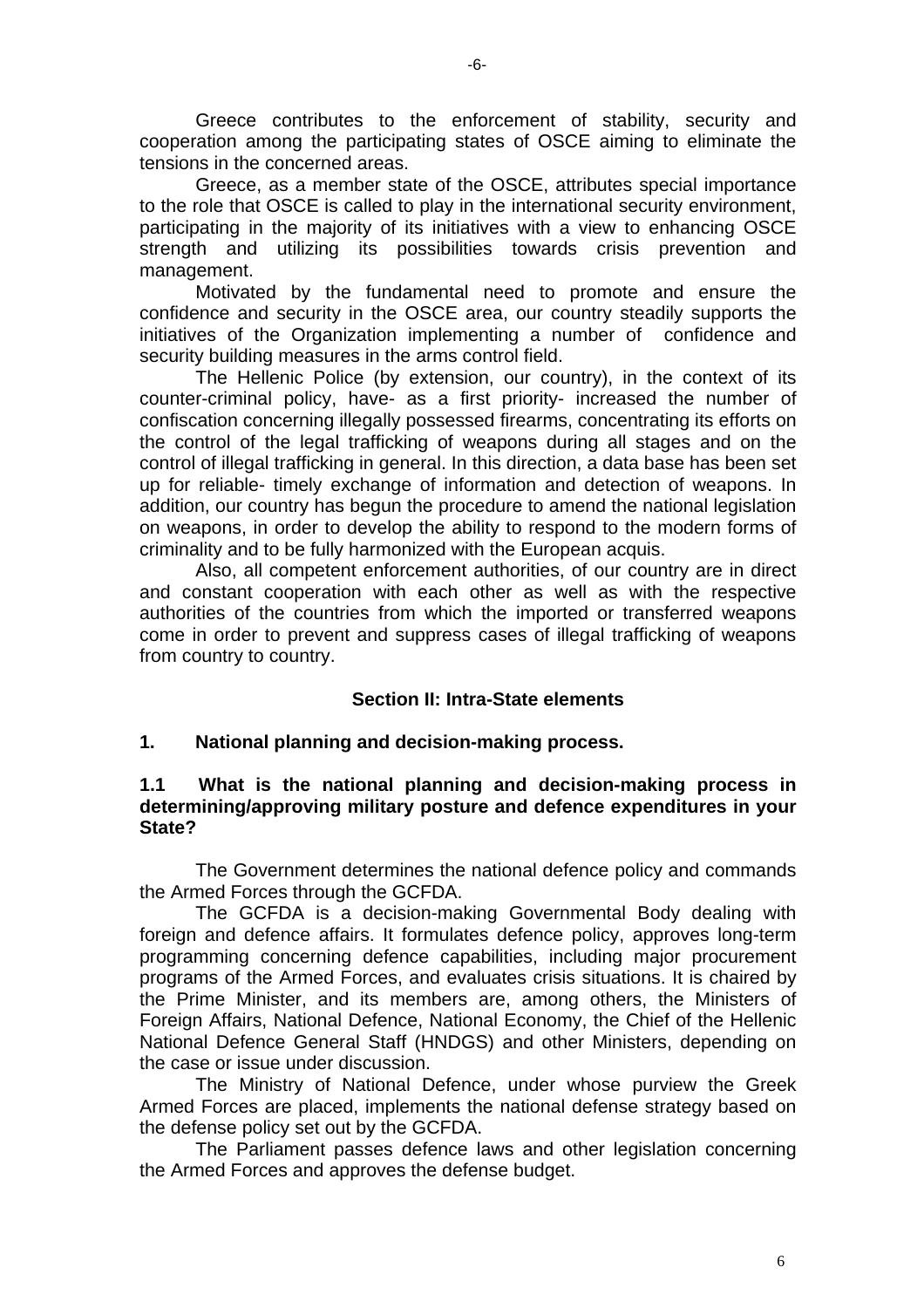Greece contributes to the enforcement of stability, security and cooperation among the participating states of OSCE aiming to eliminate the tensions in the concerned areas.

Greece, as a member state of the OSCE, attributes special importance to the role that OSCE is called to play in the international security environment, participating in the majority of its initiatives with a view to enhancing OSCE strength and utilizing its possibilities towards crisis prevention and management.

Motivated by the fundamental need to promote and ensure the confidence and security in the OSCE area, our country steadily supports the initiatives of the Organization implementing a number of confidence and security building measures in the arms control field.

The Hellenic Police (by extension, our country), in the context of its counter-criminal policy, have- as a first priority- increased the number of confiscation concerning illegally possessed firearms, concentrating its efforts on the control of the legal trafficking of weapons during all stages and on the control of illegal trafficking in general. In this direction, a data base has been set up for reliable- timely exchange of information and detection of weapons. In addition, our country has begun the procedure to amend the national legislation on weapons, in order to develop the ability to respond to the modern forms of criminality and to be fully harmonized with the European acquis.

Also, all competent enforcement authorities, of our country are in direct and constant cooperation with each other as well as with the respective authorities of the countries from which the imported or transferred weapons come in order to prevent and suppress cases of illegal trafficking of weapons from country to country.

## Section II: Intra-State elements

### 1. National planning and decision-making process.

#### 1.1 What is the national planning and decision-making process in determining/approving military posture and defence expenditures in your State?

The Government determines the national defence policy and commands the Armed Forces through the GCFDA.

The GCFDA is a decision-making Governmental Body dealing with foreign and defence affairs. It formulates defence policy, approves long-term programming concerning defence capabilities, including major procurement programs of the Armed Forces, and evaluates crisis situations. It is chaired by the Prime Minister, and its members are, among others, the Ministers of Foreign Affairs, National Defence, National Economy, the Chief of the Hellenic National Defence General Staff (HNDGS) and other Ministers, depending on the case or issue under discussion.

The Ministry of National Defence, under whose purview the Greek Armed Forces are placed, implements the national defense strategy based on the defense policy set out by the GCFDA.

The Parliament passes defence laws and other legislation concerning the Armed Forces and approves the defense budget.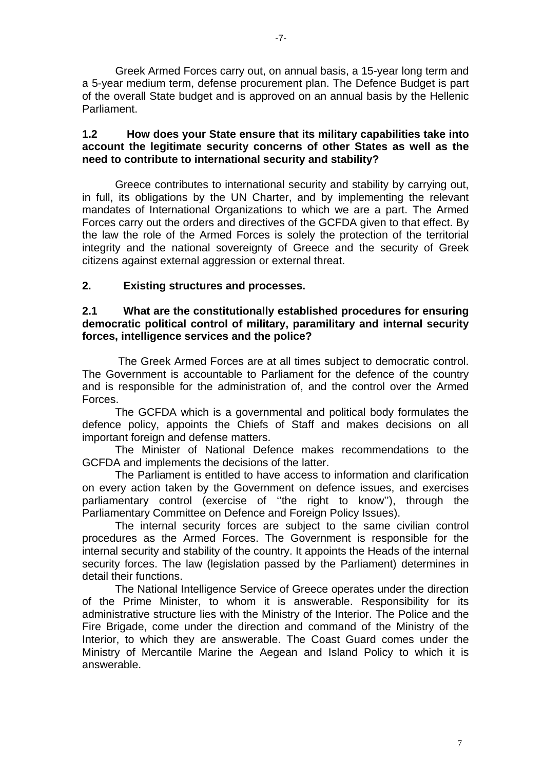Greek Armed Forces carry out, on annual basis, a 15-year long term and a 5-year medium term, defense procurement plan. The Defence Budget is part of the overall State budget and is approved on an annual basis by the Hellenic Parliament.

**1.2 How does your State ensure that its military capabilities take into account the legitimate security concerns of other States as well as the need to contribute to international security and stability?**

Greece contributes to international security and stability by carrying out, in full, its obligations by the UN Charter, and by implementing the relevant mandates of International Organizations to which we are a part. The Armed Forces carry out the orders and directives of the GCFDA given to that effect. By the law the role of the Armed Forces is solely the protection of the territorial integrity and the national sovereignty of Greece and the security of Greek citizens against external aggression or external threat.

**2. Existing structures and processes.**

**2.1 What are the constitutionally established procedures for ensuring democratic political control of military, paramilitary and internal security forces, intelligence services and the police?**

The Greek Armed Forces are at all times subject to democratic control. The Government is accountable to Parliament for the defence of the country and is responsible for the administration of, and the control over the Armed Forces.

The GCFDA which is a governmental and political body formulates the defence policy, appoints the Chiefs of Staff and makes decisions on all important foreign and defense matters.

The Minister of National Defence makes recommendations to the GCFDA and implements the decisions of the latter.

The Parliament is entitled to have access to information and clarification on every action taken by the Government on defence issues, and exercises parliamentary control (exercise of ''the right to know''), through the Parliamentary Committee on Defence and Foreign Policy Issues).

The internal security forces are subject to the same civilian control procedures as the Armed Forces. The Government is responsible for the internal security and stability of the country. It appoints the Heads of the internal security forces. The law (legislation passed by the Parliament) determines in detail their functions.

The National Intelligence Service of Greece operates under the direction of the Prime Minister, to whom it is answerable. Responsibility for its administrative structure lies with the Ministry of the Interior. The Police and the Fire Brigade, come under the direction and command of the Ministry of the Interior, to which they are answerable. The Coast Guard comes under the Ministry of Mercantile Marine the Aegean and Island Policy to which it is answerable.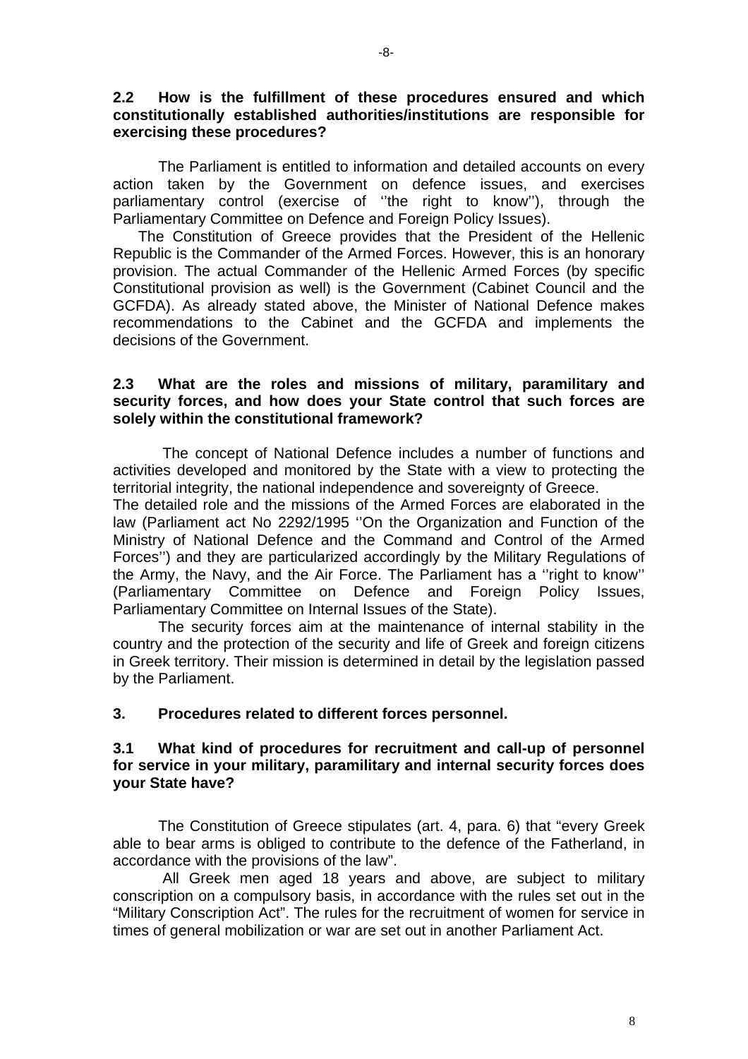**2.2 How is the fulfillment of these procedures ensured and which constitutionally established authorities/institutions are responsible for exercising these procedures?**

The Parliament is entitled to information and detailed accounts on every action taken by the Government on defence issues, and exercises parliamentary control (exercise of ''the right to know''), through the Parliamentary Committee on Defence and Foreign Policy Issues).

The Constitution of Greece provides that the President of the Hellenic Republic is the Commander of the Armed Forces. However, this is an honorary provision. The actual Commander of the Hellenic Armed Forces (by specific Constitutional provision as well) is the Government (Cabinet Council and the GCFDA). As already stated above, the Minister of National Defence makes recommendations to the Cabinet and the GCFDA and implements the decisions of the Government.

**2.3 What are the roles and missions of military, paramilitary and security forces, and how does your State control that such forces are solely within the constitutional framework?**

The concept of National Defence includes a number of functions and activities developed and monitored by the State with a view to protecting the territorial integrity, the national independence and sovereignty of Greece.

The detailed role and the missions of the Armed Forces are elaborated in the law (Parliament act No 2292/1995 ''On the Organization and Function of the Ministry of National Defence and the Command and Control of the Armed Forces'') and they are particularized accordingly by the Military Regulations of the Army, the Navy, and the Air Force. The Parliament has a ''right to know'' (Parliamentary Committee on Defence and Foreign Policy Issues, Parliamentary Committee on Internal Issues of the State).

The security forces aim at the maintenance of internal stability in the country and the protection of the security and life of Greek and foreign citizens in Greek territory. Their mission is determined in detail by the legislation passed by the Parliament.

**3. Procedures related to different forces personnel.**

**3.1 What kind of procedures for recruitment and call-up of personnel for service in your military, paramilitary and internal security forces does your State have?**

The Constitution of Greece stipulates (art. 4, para. 6) that "every Greek able to bear arms is obliged to contribute to the defence of the Fatherland, in accordance with the provisions of the law".

All Greek men aged 18 years and above, are subject to military conscription on a compulsory basis, in accordance with the rules set out in the "Military Conscription Act". The rules for the recruitment of women for service in times of general mobilization or war are set out in another Parliament Act.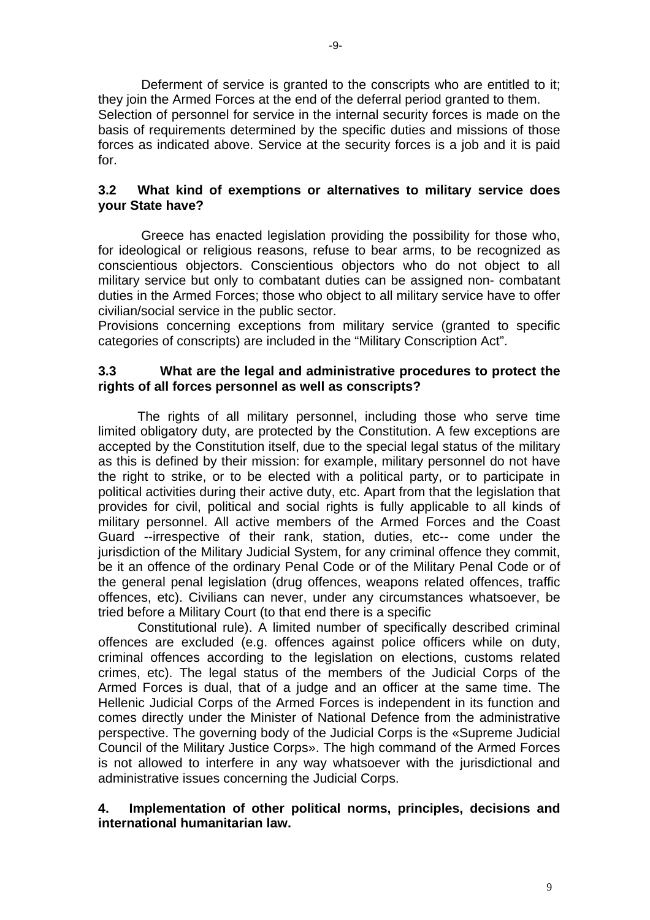Deferment of service is granted to the conscripts who are entitled to it; they join the Armed Forces at the end of the deferral period granted to them. Selection of personnel for service in the internal security forces is made on the basis of requirements determined by the specific duties and missions of those forces as indicated above. Service at the security forces is a job and it is paid for.

### 3.2 What kind of exemptions or alternatives to military service does your State have?

Greece has enacted legislation providing the possibility for those who, for ideological or religious reasons, refuse to bear arms, to be recognized as conscientious objectors. Conscientious objectors who do not object to all military service but only to combatant duties can be assigned non- combatant duties in the Armed Forces; those who object to all military service have to offer civilian/social service in the public sector.
Provisions concerning exceptions from military service (granted to specific categories of conscripts) are included in the "Military Conscription Act".

### 3.3 What are the legal and administrative procedures to protect the rights of all forces personnel as well as conscripts?

The rights of all military personnel, including those who serve time limited obligatory duty, are protected by the Constitution. A few exceptions are accepted by the Constitution itself, due to the special legal status of the military as this is defined by their mission: for example, military personnel do not have the right to strike, or to be elected with a political party, or to participate in political activities during their active duty, etc. Apart from that the legislation that provides for civil, political and social rights is fully applicable to all kinds of military personnel. All active members of the Armed Forces and the Coast Guard --irrespective of their rank, station, duties, etc-- come under the jurisdiction of the Military Judicial System, for any criminal offence they commit, be it an offence of the ordinary Penal Code or of the Military Penal Code or of the general penal legislation (drug offences, weapons related offences, traffic offences, etc). Civilians can never, under any circumstances whatsoever, be tried before a Military Court (to that end there is a specific

Constitutional rule). A limited number of specifically described criminal offences are excluded (e.g. offences against police officers while on duty, criminal offences according to the legislation on elections, customs related crimes, etc). The legal status of the members of the Judicial Corps of the Armed Forces is dual, that of a judge and an officer at the same time. The Hellenic Judicial Corps of the Armed Forces is independent in its function and comes directly under the Minister of National Defence from the administrative perspective. The governing body of the Judicial Corps is the «Supreme Judicial Council of the Military Justice Corps». The high command of the Armed Forces is not allowed to interfere in any way whatsoever with the jurisdictional and administrative issues concerning the Judicial Corps.

## 4. Implementation of other political norms, principles, decisions and international humanitarian law.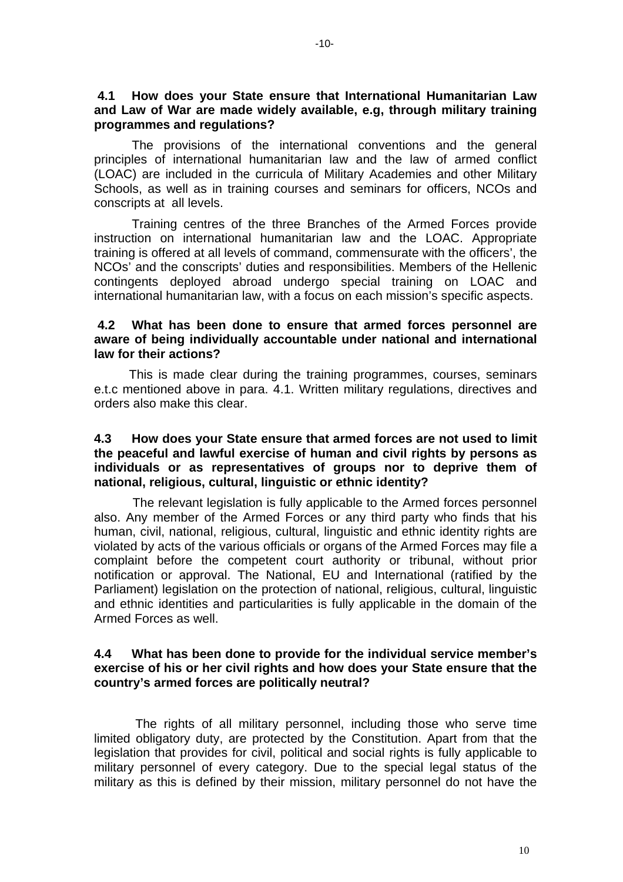**4.1 How does your State ensure that International Humanitarian Law and Law of War are made widely available, e.g, through military training programmes and regulations?**

The provisions of the international conventions and the general principles of international humanitarian law and the law of armed conflict (LOAC) are included in the curricula of Military Academies and other Military Schools, as well as in training courses and seminars for officers, NCOs and conscripts at all levels.

Training centres of the three Branches of the Armed Forces provide instruction on international humanitarian law and the LOAC. Appropriate training is offered at all levels of command, commensurate with the officers', the NCOs' and the conscripts' duties and responsibilities. Members of the Hellenic contingents deployed abroad undergo special training on LOAC and international humanitarian law, with a focus on each mission's specific aspects.

**4.2 What has been done to ensure that armed forces personnel are aware of being individually accountable under national and international law for their actions?**

This is made clear during the training programmes, courses, seminars e.t.c mentioned above in para. 4.1. Written military regulations, directives and orders also make this clear.

**4.3 How does your State ensure that armed forces are not used to limit the peaceful and lawful exercise of human and civil rights by persons as individuals or as representatives of groups nor to deprive them of national, religious, cultural, linguistic or ethnic identity?**

The relevant legislation is fully applicable to the Armed forces personnel also. Any member of the Armed Forces or any third party who finds that his human, civil, national, religious, cultural, linguistic and ethnic identity rights are violated by acts of the various officials or organs of the Armed Forces may file a complaint before the competent court authority or tribunal, without prior notification or approval. The National, EU and International (ratified by the Parliament) legislation on the protection of national, religious, cultural, linguistic and ethnic identities and particularities is fully applicable in the domain of the Armed Forces as well.

**4.4 What has been done to provide for the individual service member's exercise of his or her civil rights and how does your State ensure that the country's armed forces are politically neutral?**

The rights of all military personnel, including those who serve time limited obligatory duty, are protected by the Constitution. Apart from that the legislation that provides for civil, political and social rights is fully applicable to military personnel of every category. Due to the special legal status of the military as this is defined by their mission, military personnel do not have the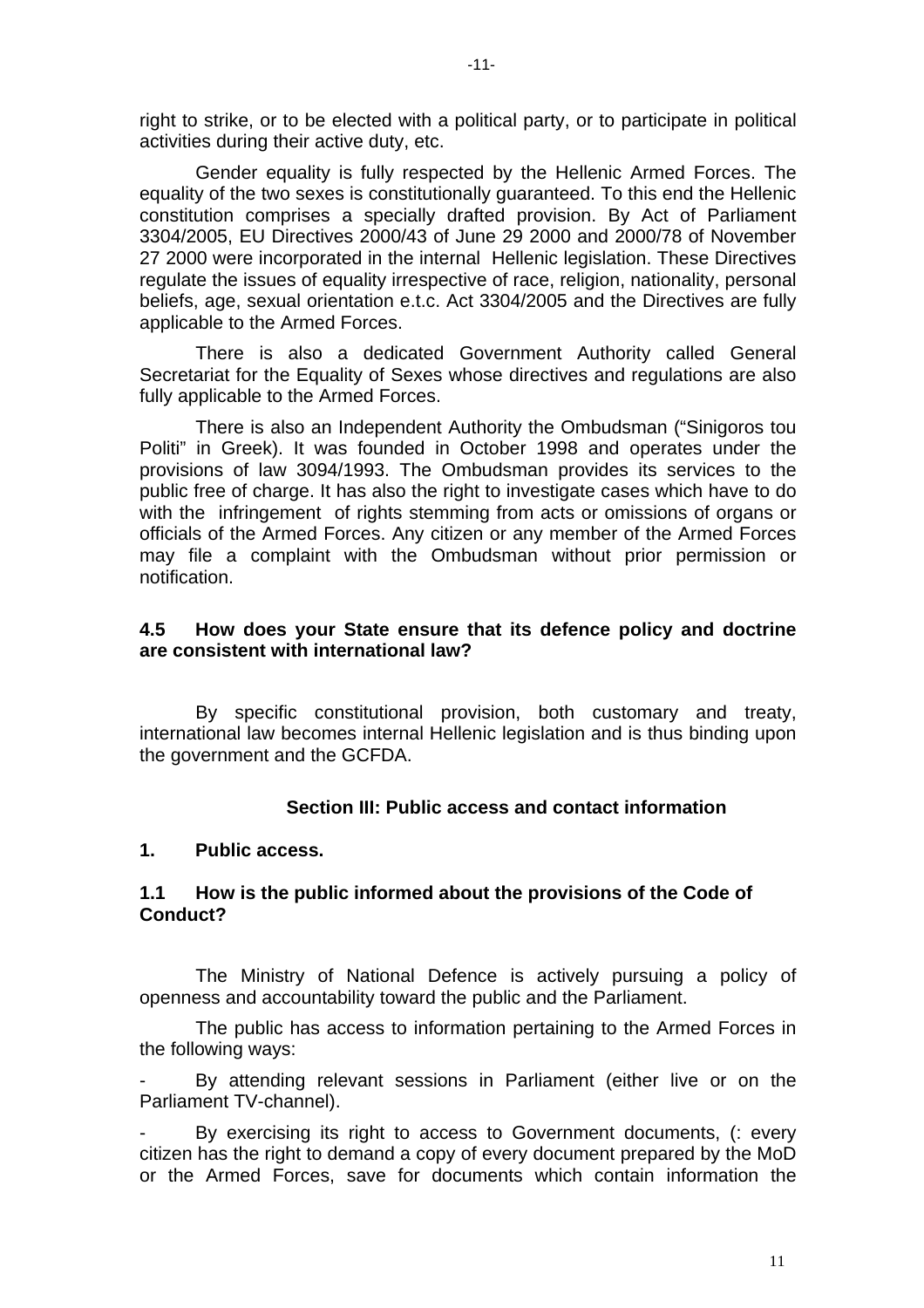right to strike, or to be elected with a political party, or to participate in political activities during their active duty, etc.

Gender equality is fully respected by the Hellenic Armed Forces. The equality of the two sexes is constitutionally guaranteed. To this end the Hellenic constitution comprises a specially drafted provision. By Act of Parliament 3304/2005, EU Directives 2000/43 of June 29 2000 and 2000/78 of November 27 2000 were incorporated in the internal Hellenic legislation. These Directives regulate the issues of equality irrespective of race, religion, nationality, personal beliefs, age, sexual orientation e.t.c. Act 3304/2005 and the Directives are fully applicable to the Armed Forces.

There is also a dedicated Government Authority called General Secretariat for the Equality of Sexes whose directives and regulations are also fully applicable to the Armed Forces.

There is also an Independent Authority the Ombudsman ("Sinigoros tou Politi" in Greek). It was founded in October 1998 and operates under the provisions of law 3094/1993. The Ombudsman provides its services to the public free of charge. It has also the right to investigate cases which have to do with the infringement of rights stemming from acts or omissions of organs or officials of the Armed Forces. Any citizen or any member of the Armed Forces may file a complaint with the Ombudsman without prior permission or notification.

**4.5 How does your State ensure that its defence policy and doctrine are consistent with international law?**

By specific constitutional provision, both customary and treaty, international law becomes internal Hellenic legislation and is thus binding upon the government and the GCFDA.

## Section III: Public access and contact information

**1. Public access.**

**1.1 How is the public informed about the provisions of the Code of Conduct?**

The Ministry of National Defence is actively pursuing a policy of openness and accountability toward the public and the Parliament.

The public has access to information pertaining to the Armed Forces in the following ways:

- By attending relevant sessions in Parliament (either live or on the Parliament TV-channel).
- By exercising its right to access to Government documents, (: every citizen has the right to demand a copy of every document prepared by the MoD or the Armed Forces, save for documents which contain information the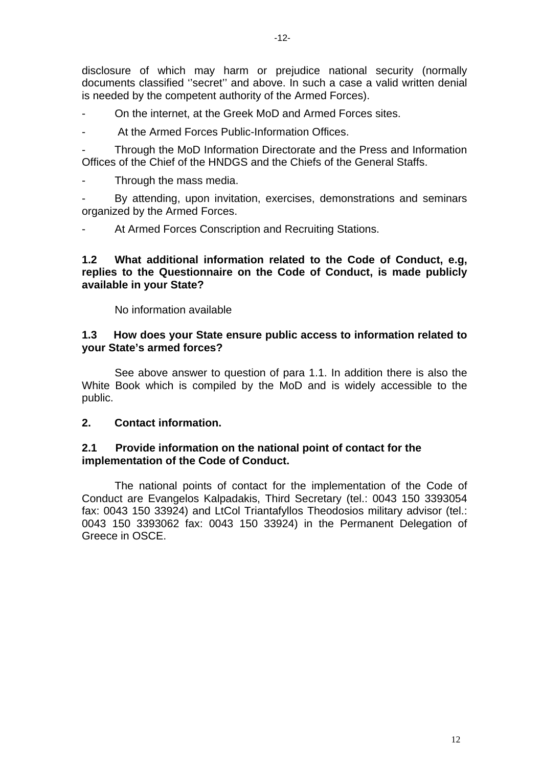disclosure of which may harm or prejudice national security (normally documents classified ''secret'' and above. In such a case a valid written denial is needed by the competent authority of the Armed Forces).

- On the internet, at the Greek MoD and Armed Forces sites.
- At the Armed Forces Public-Information Offices.
- Through the MoD Information Directorate and the Press and Information Offices of the Chief of the HNDGS and the Chiefs of the General Staffs.
- Through the mass media.
- By attending, upon invitation, exercises, demonstrations and seminars organized by the Armed Forces.
- At Armed Forces Conscription and Recruiting Stations.

**1.2 What additional information related to the Code of Conduct, e.g, replies to the Questionnaire on the Code of Conduct, is made publicly available in your State?**

No information available

**1.3 How does your State ensure public access to information related to your State's armed forces?**

See above answer to question of para 1.1. In addition there is also the White Book which is compiled by the MoD and is widely accessible to the public.

**2. Contact information.**

**2.1 Provide information on the national point of contact for the implementation of the Code of Conduct.**

The national points of contact for the implementation of the Code of Conduct are Evangelos Kalpadakis, Third Secretary (tel.: 0043 150 3393054 fax: 0043 150 33924) and LtCol Triantafyllos Theodosios military advisor (tel.: 0043 150 3393062 fax: 0043 150 33924) in the Permanent Delegation of Greece in OSCE.